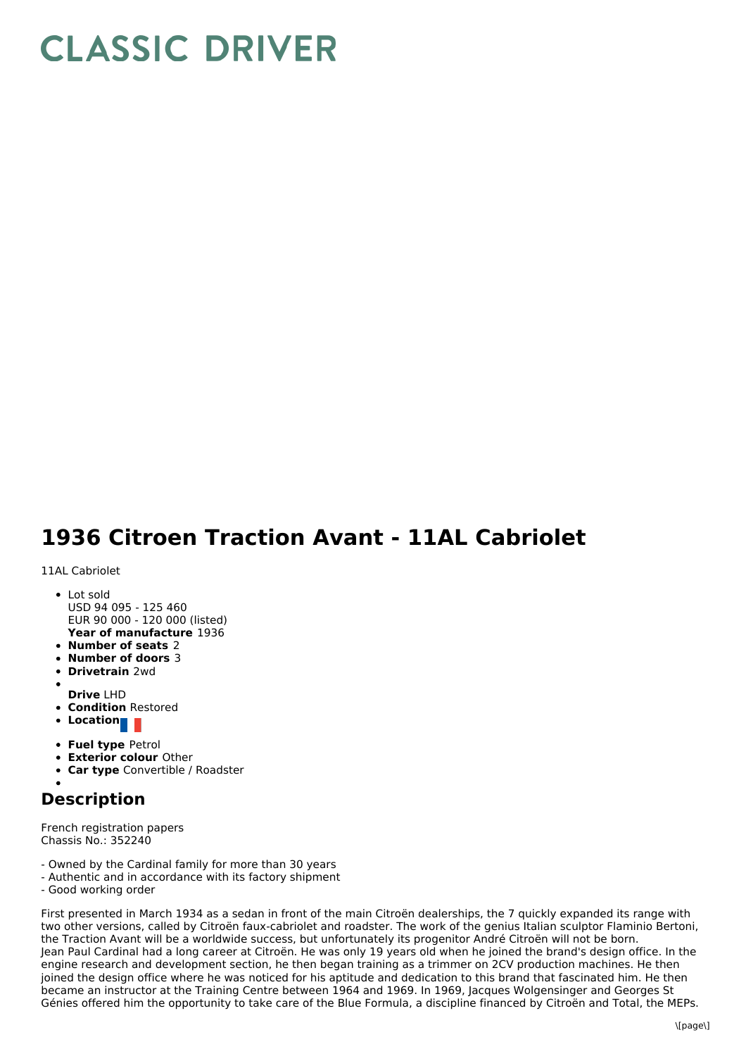# CLASSIC DRIVER

# 1936 Citroen Traction Avant - 11AL Cabriolet

11AL Cabriolet

- Lot sold
  USD 94 095 - 125 460
  EUR 90 000 - 120 000 (listed)
  **Year of manufacture** 1936
- **Number of seats** 2
- **Number of doors** 3
- **Drivetrain** 2wd
- **Drive** LHD
- **Condition** Restored
- **Location**
- **Fuel type** Petrol
- **Exterior colour** Other
- **Car type** Convertible / Roadster

## Description

French registration papers
Chassis No.: 352240

- Owned by the Cardinal family for more than 30 years
- Authentic and in accordance with its factory shipment
- Good working order

First presented in March 1934 as a sedan in front of the main Citroën dealerships, the 7 quickly expanded its range with two other versions, called by Citroën faux-cabriolet and roadster. The work of the genius Italian sculptor Flaminio Bertoni, the Traction Avant will be a worldwide success, but unfortunately its progenitor André Citroën will not be born.
Jean Paul Cardinal had a long career at Citroën. He was only 19 years old when he joined the brand's design office. In the engine research and development section, he then began training as a trimmer on 2CV production machines. He then joined the design office where he was noticed for his aptitude and dedication to this brand that fascinated him. He then became an instructor at the Training Centre between 1964 and 1969. In 1969, Jacques Wolgensinger and Georges St Génies offered him the opportunity to take care of the Blue Formula, a discipline financed by Citroën and Total, the MEPs.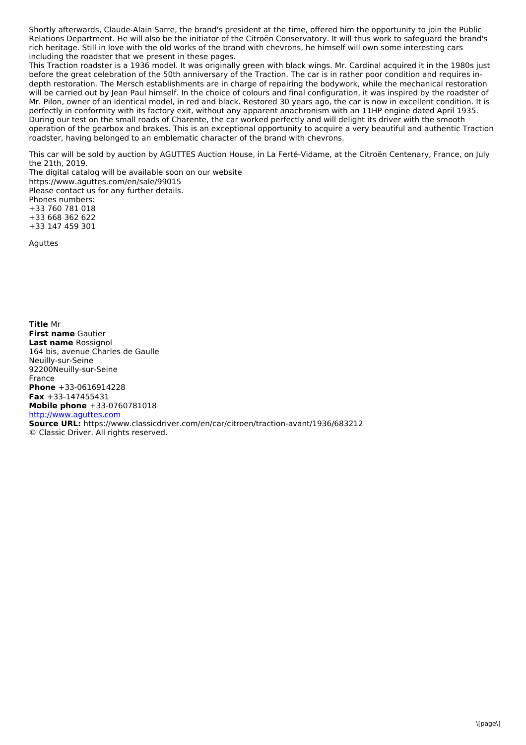Shortly afterwards, Claude-Alain Sarre, the brand's president at the time, offered him the opportunity to join the Public Relations Department. He will also be the initiator of the Citroën Conservatory. It will thus work to safeguard the brand's rich heritage. Still in love with the old works of the brand with chevrons, he himself will own some interesting cars including the roadster that we present in these pages.
This Traction roadster is a 1936 model. It was originally green with black wings. Mr. Cardinal acquired it in the 1980s just before the great celebration of the 50th anniversary of the Traction. The car is in rather poor condition and requires in-depth restoration. The Mersch establishments are in charge of repairing the bodywork, while the mechanical restoration will be carried out by Jean Paul himself. In the choice of colours and final configuration, it was inspired by the roadster of Mr. Pilon, owner of an identical model, in red and black. Restored 30 years ago, the car is now in excellent condition. It is perfectly in conformity with its factory exit, without any apparent anachronism with an 11HP engine dated April 1935. During our test on the small roads of Charente, the car worked perfectly and will delight its driver with the smooth operation of the gearbox and brakes. This is an exceptional opportunity to acquire a very beautiful and authentic Traction roadster, having belonged to an emblematic character of the brand with chevrons.

This car will be sold by auction by AGUTTES Auction House, in La Ferté-Vidame, at the Citroën Centenary, France, on July the 21th, 2019.
The digital catalog will be available soon on our website
https://www.aguttes.com/en/sale/99015
Please contact us for any further details.
Phones numbers:
+33 760 781 018
+33 668 362 622
+33 147 459 301

Aguttes

**Title** Mr
**First name** Gautier
**Last name** Rossignol
164 bis, avenue Charles de Gaulle
Neuilly-sur-Seine
92200Neuilly-sur-Seine
France
**Phone** +33-0616914228
**Fax** +33-147455431
**Mobile phone** +33-0760781018
http://www.aguttes.com
**Source URL:** https://www.classicdriver.com/en/car/citroen/traction-avant/1936/683212
© Classic Driver. All rights reserved.